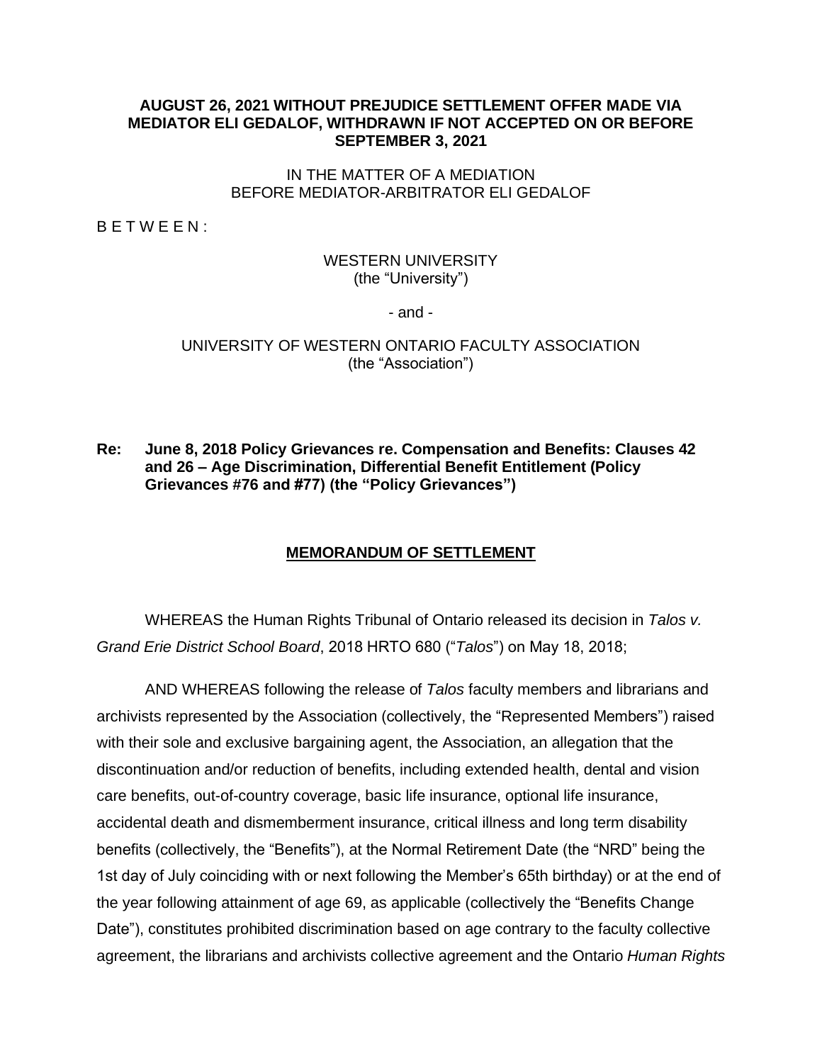**AUGUST 26, 2021 WITHOUT PREJUDICE SETTLEMENT OFFER MADE VIA MEDIATOR ELI GEDALOF, WITHDRAWN IF NOT ACCEPTED ON OR BEFORE SEPTEMBER 3, 2021**

IN THE MATTER OF A MEDIATION
BEFORE MEDIATOR-ARBITRATOR ELI GEDALOF

B E T W E E N :

WESTERN UNIVERSITY
(the "University")

- and -

UNIVERSITY OF WESTERN ONTARIO FACULTY ASSOCIATION
(the "Association")

**Re: June 8, 2018 Policy Grievances re. Compensation and Benefits: Clauses 42 and 26 – Age Discrimination, Differential Benefit Entitlement (Policy Grievances #76 and #77) (the "Policy Grievances")**

## MEMORANDUM OF SETTLEMENT

WHEREAS the Human Rights Tribunal of Ontario released its decision in *Talos v. Grand Erie District School Board*, 2018 HRTO 680 ("*Talos*") on May 18, 2018;

AND WHEREAS following the release of *Talos* faculty members and librarians and archivists represented by the Association (collectively, the "Represented Members") raised with their sole and exclusive bargaining agent, the Association, an allegation that the discontinuation and/or reduction of benefits, including extended health, dental and vision care benefits, out-of-country coverage, basic life insurance, optional life insurance, accidental death and dismemberment insurance, critical illness and long term disability benefits (collectively, the "Benefits"), at the Normal Retirement Date (the "NRD" being the 1st day of July coinciding with or next following the Member's 65th birthday) or at the end of the year following attainment of age 69, as applicable (collectively the "Benefits Change Date"), constitutes prohibited discrimination based on age contrary to the faculty collective agreement, the librarians and archivists collective agreement and the Ontario *Human Rights*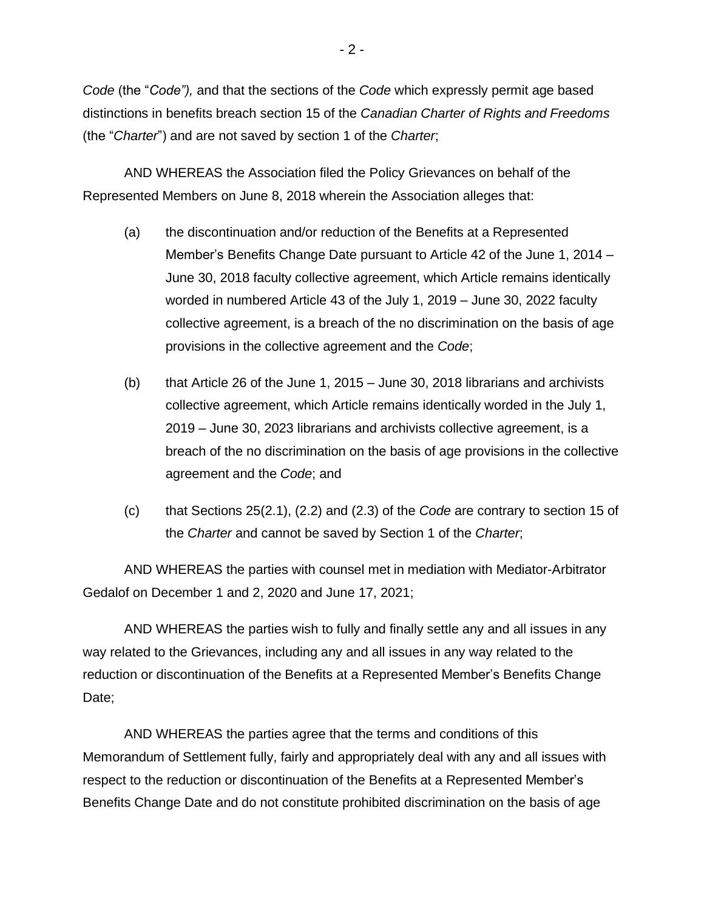*Code* (the "*Code"),* and that the sections of the *Code* which expressly permit age based distinctions in benefits breach section 15 of the *Canadian Charter of Rights and Freedoms* (the "*Charter*") and are not saved by section 1 of the *Charter*;

AND WHEREAS the Association filed the Policy Grievances on behalf of the Represented Members on June 8, 2018 wherein the Association alleges that:

(a) the discontinuation and/or reduction of the Benefits at a Represented Member's Benefits Change Date pursuant to Article 42 of the June 1, 2014 – June 30, 2018 faculty collective agreement, which Article remains identically worded in numbered Article 43 of the July 1, 2019 – June 30, 2022 faculty collective agreement, is a breach of the no discrimination on the basis of age provisions in the collective agreement and the *Code*;

(b) that Article 26 of the June 1, 2015 – June 30, 2018 librarians and archivists collective agreement, which Article remains identically worded in the July 1, 2019 – June 30, 2023 librarians and archivists collective agreement, is a breach of the no discrimination on the basis of age provisions in the collective agreement and the *Code*; and

(c) that Sections 25(2.1), (2.2) and (2.3) of the *Code* are contrary to section 15 of the *Charter* and cannot be saved by Section 1 of the *Charter*;

AND WHEREAS the parties with counsel met in mediation with Mediator-Arbitrator Gedalof on December 1 and 2, 2020 and June 17, 2021;

AND WHEREAS the parties wish to fully and finally settle any and all issues in any way related to the Grievances, including any and all issues in any way related to the reduction or discontinuation of the Benefits at a Represented Member's Benefits Change Date;

AND WHEREAS the parties agree that the terms and conditions of this Memorandum of Settlement fully, fairly and appropriately deal with any and all issues with respect to the reduction or discontinuation of the Benefits at a Represented Member's Benefits Change Date and do not constitute prohibited discrimination on the basis of age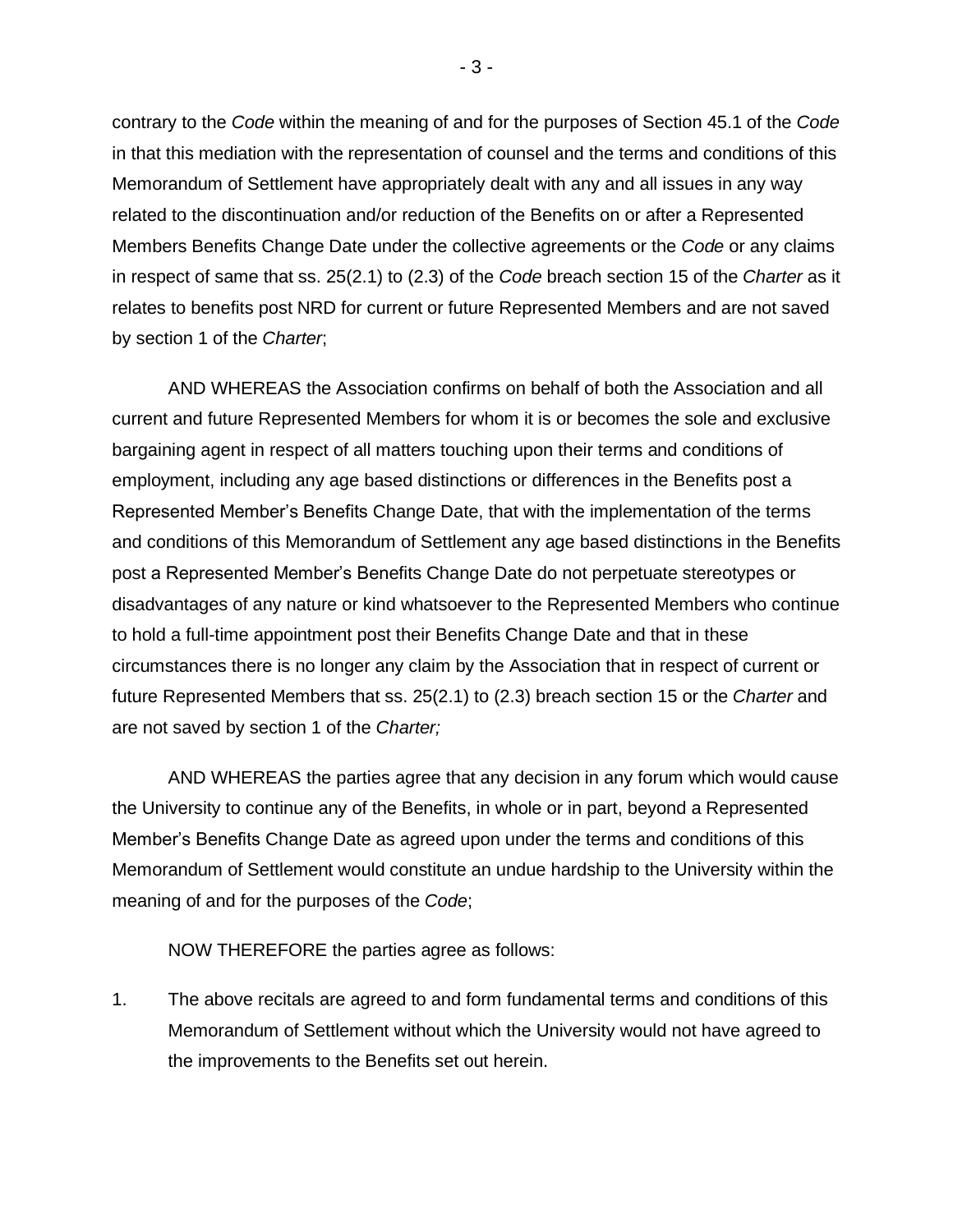contrary to the *Code* within the meaning of and for the purposes of Section 45.1 of the *Code* in that this mediation with the representation of counsel and the terms and conditions of this Memorandum of Settlement have appropriately dealt with any and all issues in any way related to the discontinuation and/or reduction of the Benefits on or after a Represented Members Benefits Change Date under the collective agreements or the *Code* or any claims in respect of same that ss. 25(2.1) to (2.3) of the *Code* breach section 15 of the *Charter* as it relates to benefits post NRD for current or future Represented Members and are not saved by section 1 of the *Charter*;

AND WHEREAS the Association confirms on behalf of both the Association and all current and future Represented Members for whom it is or becomes the sole and exclusive bargaining agent in respect of all matters touching upon their terms and conditions of employment, including any age based distinctions or differences in the Benefits post a Represented Member's Benefits Change Date, that with the implementation of the terms and conditions of this Memorandum of Settlement any age based distinctions in the Benefits post a Represented Member's Benefits Change Date do not perpetuate stereotypes or disadvantages of any nature or kind whatsoever to the Represented Members who continue to hold a full-time appointment post their Benefits Change Date and that in these circumstances there is no longer any claim by the Association that in respect of current or future Represented Members that ss. 25(2.1) to (2.3) breach section 15 or the *Charter* and are not saved by section 1 of the *Charter;*

AND WHEREAS the parties agree that any decision in any forum which would cause the University to continue any of the Benefits, in whole or in part, beyond a Represented Member's Benefits Change Date as agreed upon under the terms and conditions of this Memorandum of Settlement would constitute an undue hardship to the University within the meaning of and for the purposes of the *Code*;

NOW THEREFORE the parties agree as follows:

1. The above recitals are agreed to and form fundamental terms and conditions of this Memorandum of Settlement without which the University would not have agreed to the improvements to the Benefits set out herein.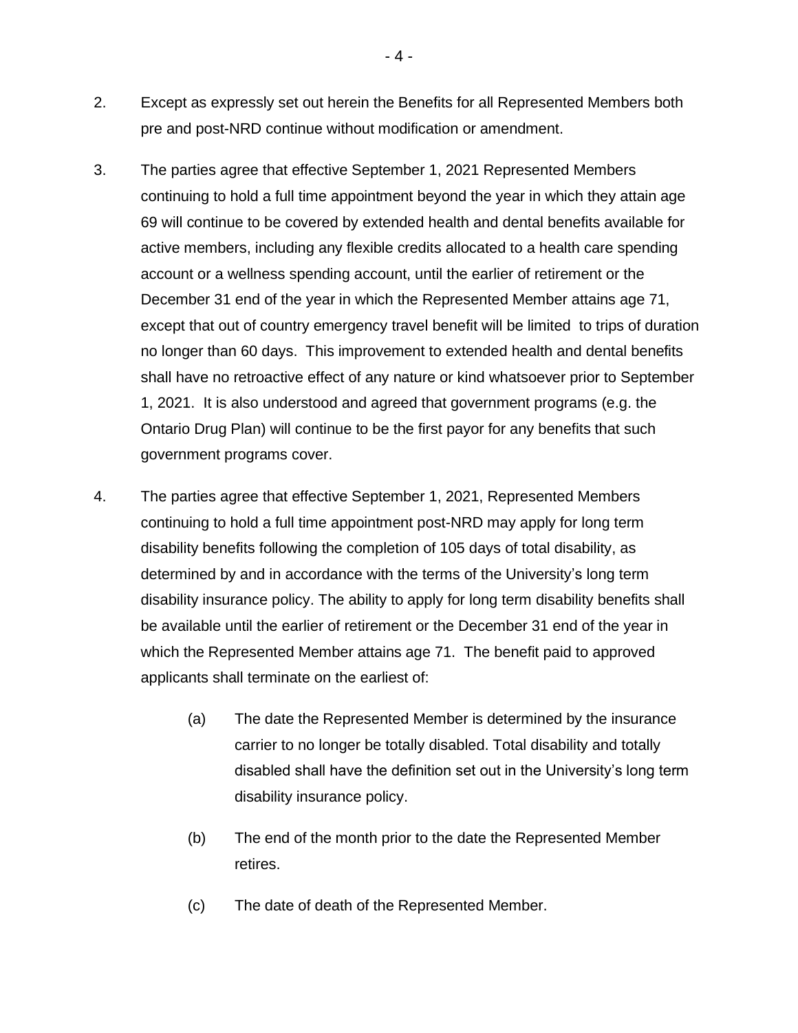2. Except as expressly set out herein the Benefits for all Represented Members both pre and post-NRD continue without modification or amendment.

3. The parties agree that effective September 1, 2021 Represented Members continuing to hold a full time appointment beyond the year in which they attain age 69 will continue to be covered by extended health and dental benefits available for active members, including any flexible credits allocated to a health care spending account or a wellness spending account, until the earlier of retirement or the December 31 end of the year in which the Represented Member attains age 71, except that out of country emergency travel benefit will be limited to trips of duration no longer than 60 days. This improvement to extended health and dental benefits shall have no retroactive effect of any nature or kind whatsoever prior to September 1, 2021. It is also understood and agreed that government programs (e.g. the Ontario Drug Plan) will continue to be the first payor for any benefits that such government programs cover.

4. The parties agree that effective September 1, 2021, Represented Members continuing to hold a full time appointment post-NRD may apply for long term disability benefits following the completion of 105 days of total disability, as determined by and in accordance with the terms of the University's long term disability insurance policy. The ability to apply for long term disability benefits shall be available until the earlier of retirement or the December 31 end of the year in which the Represented Member attains age 71. The benefit paid to approved applicants shall terminate on the earliest of:

   (a) The date the Represented Member is determined by the insurance carrier to no longer be totally disabled. Total disability and totally disabled shall have the definition set out in the University's long term disability insurance policy.

   (b) The end of the month prior to the date the Represented Member retires.

   (c) The date of death of the Represented Member.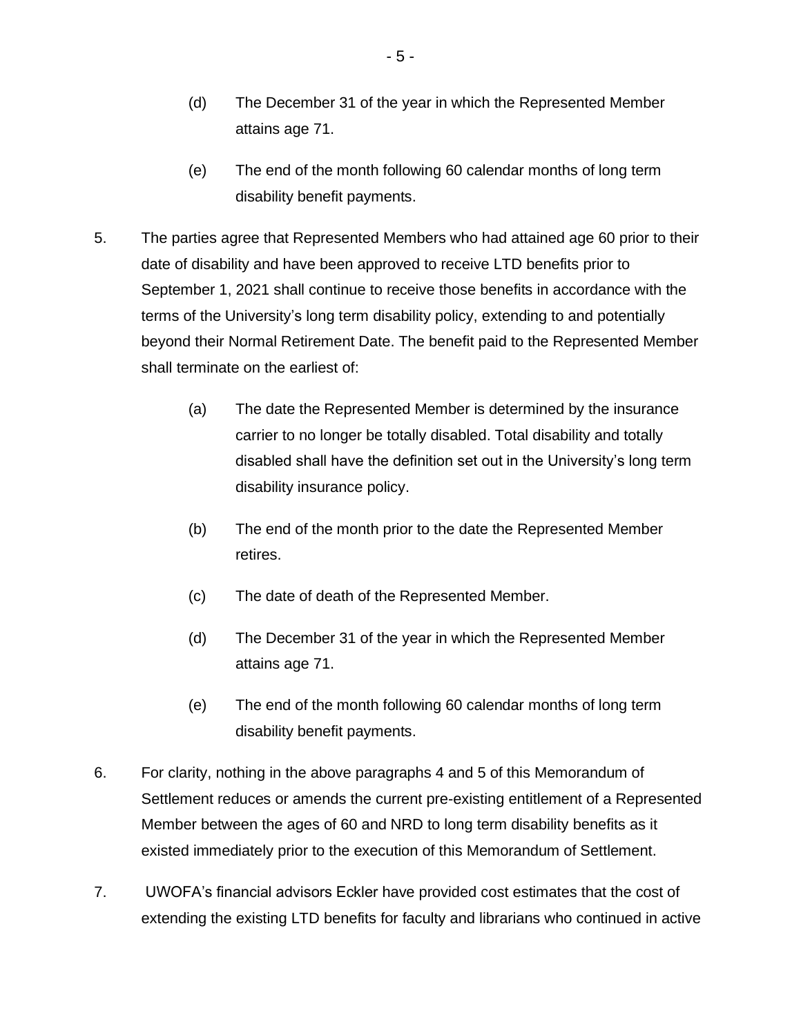(d) The December 31 of the year in which the Represented Member attains age 71.

(e) The end of the month following 60 calendar months of long term disability benefit payments.

5. The parties agree that Represented Members who had attained age 60 prior to their date of disability and have been approved to receive LTD benefits prior to September 1, 2021 shall continue to receive those benefits in accordance with the terms of the University's long term disability policy, extending to and potentially beyond their Normal Retirement Date. The benefit paid to the Represented Member shall terminate on the earliest of:

   (a) The date the Represented Member is determined by the insurance carrier to no longer be totally disabled. Total disability and totally disabled shall have the definition set out in the University's long term disability insurance policy.

   (b) The end of the month prior to the date the Represented Member retires.

   (c) The date of death of the Represented Member.

   (d) The December 31 of the year in which the Represented Member attains age 71.

   (e) The end of the month following 60 calendar months of long term disability benefit payments.

6. For clarity, nothing in the above paragraphs 4 and 5 of this Memorandum of Settlement reduces or amends the current pre-existing entitlement of a Represented Member between the ages of 60 and NRD to long term disability benefits as it existed immediately prior to the execution of this Memorandum of Settlement.

7. UWOFA's financial advisors Eckler have provided cost estimates that the cost of extending the existing LTD benefits for faculty and librarians who continued in active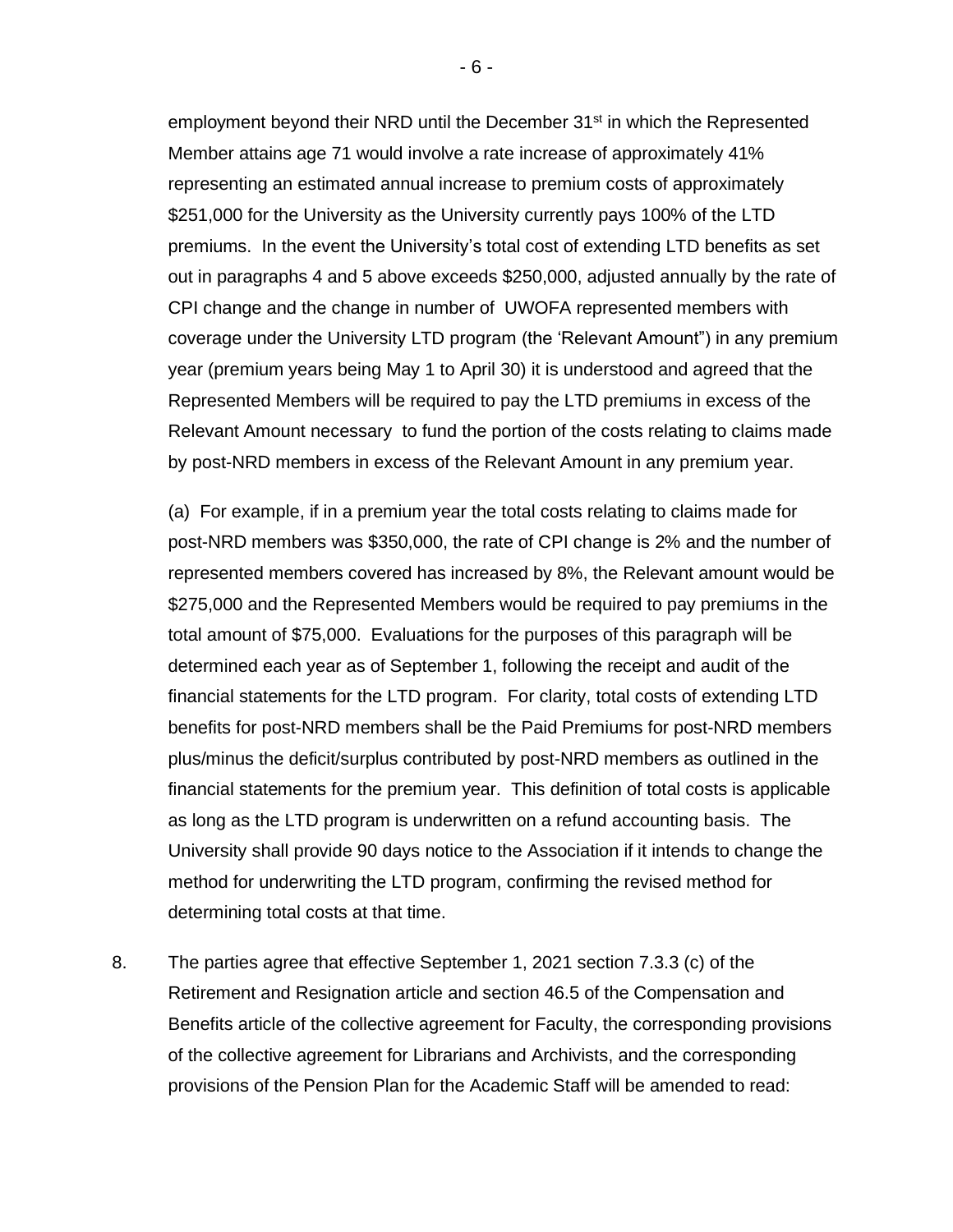employment beyond their NRD until the December 31st in which the Represented Member attains age 71 would involve a rate increase of approximately 41% representing an estimated annual increase to premium costs of approximately $251,000 for the University as the University currently pays 100% of the LTD premiums. In the event the University's total cost of extending LTD benefits as set out in paragraphs 4 and 5 above exceeds $250,000, adjusted annually by the rate of CPI change and the change in number of UWOFA represented members with coverage under the University LTD program (the 'Relevant Amount") in any premium year (premium years being May 1 to April 30) it is understood and agreed that the Represented Members will be required to pay the LTD premiums in excess of the Relevant Amount necessary to fund the portion of the costs relating to claims made by post-NRD members in excess of the Relevant Amount in any premium year.

(a) For example, if in a premium year the total costs relating to claims made for post-NRD members was $350,000, the rate of CPI change is 2% and the number of represented members covered has increased by 8%, the Relevant amount would be $275,000 and the Represented Members would be required to pay premiums in the total amount of $75,000. Evaluations for the purposes of this paragraph will be determined each year as of September 1, following the receipt and audit of the financial statements for the LTD program. For clarity, total costs of extending LTD benefits for post-NRD members shall be the Paid Premiums for post-NRD members plus/minus the deficit/surplus contributed by post-NRD members as outlined in the financial statements for the premium year. This definition of total costs is applicable as long as the LTD program is underwritten on a refund accounting basis. The University shall provide 90 days notice to the Association if it intends to change the method for underwriting the LTD program, confirming the revised method for determining total costs at that time.

8. The parties agree that effective September 1, 2021 section 7.3.3 (c) of the Retirement and Resignation article and section 46.5 of the Compensation and Benefits article of the collective agreement for Faculty, the corresponding provisions of the collective agreement for Librarians and Archivists, and the corresponding provisions of the Pension Plan for the Academic Staff will be amended to read: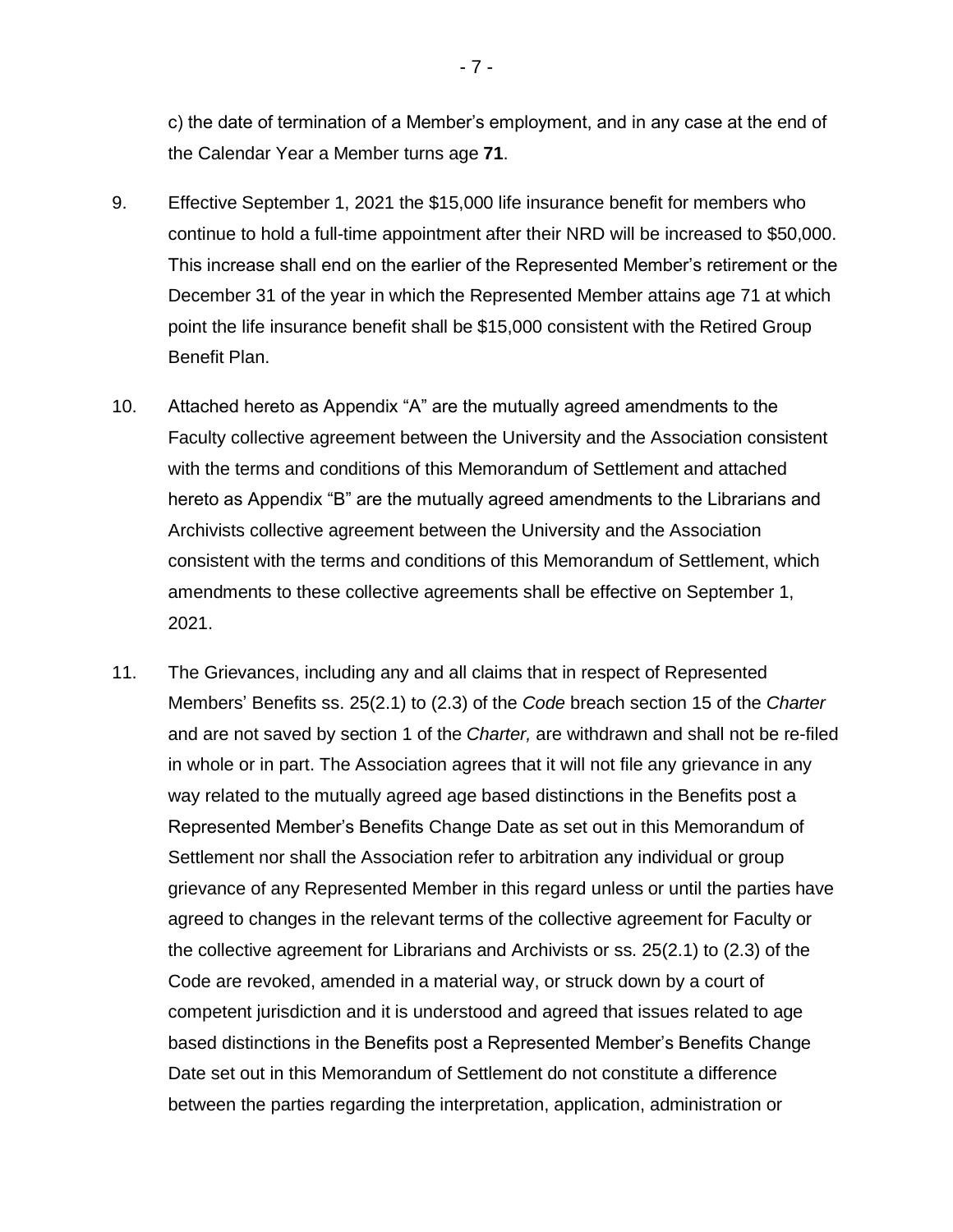c) the date of termination of a Member's employment, and in any case at the end of the Calendar Year a Member turns age **71**.

9. Effective September 1, 2021 the $15,000 life insurance benefit for members who continue to hold a full-time appointment after their NRD will be increased to $50,000. This increase shall end on the earlier of the Represented Member's retirement or the December 31 of the year in which the Represented Member attains age 71 at which point the life insurance benefit shall be $15,000 consistent with the Retired Group Benefit Plan.

10. Attached hereto as Appendix "A" are the mutually agreed amendments to the Faculty collective agreement between the University and the Association consistent with the terms and conditions of this Memorandum of Settlement and attached hereto as Appendix "B" are the mutually agreed amendments to the Librarians and Archivists collective agreement between the University and the Association consistent with the terms and conditions of this Memorandum of Settlement, which amendments to these collective agreements shall be effective on September 1, 2021.

11. The Grievances, including any and all claims that in respect of Represented Members' Benefits ss. 25(2.1) to (2.3) of the *Code* breach section 15 of the *Charter* and are not saved by section 1 of the *Charter,* are withdrawn and shall not be re-filed in whole or in part. The Association agrees that it will not file any grievance in any way related to the mutually agreed age based distinctions in the Benefits post a Represented Member's Benefits Change Date as set out in this Memorandum of Settlement nor shall the Association refer to arbitration any individual or group grievance of any Represented Member in this regard unless or until the parties have agreed to changes in the relevant terms of the collective agreement for Faculty or the collective agreement for Librarians and Archivists or ss. 25(2.1) to (2.3) of the Code are revoked, amended in a material way, or struck down by a court of competent jurisdiction and it is understood and agreed that issues related to age based distinctions in the Benefits post a Represented Member's Benefits Change Date set out in this Memorandum of Settlement do not constitute a difference between the parties regarding the interpretation, application, administration or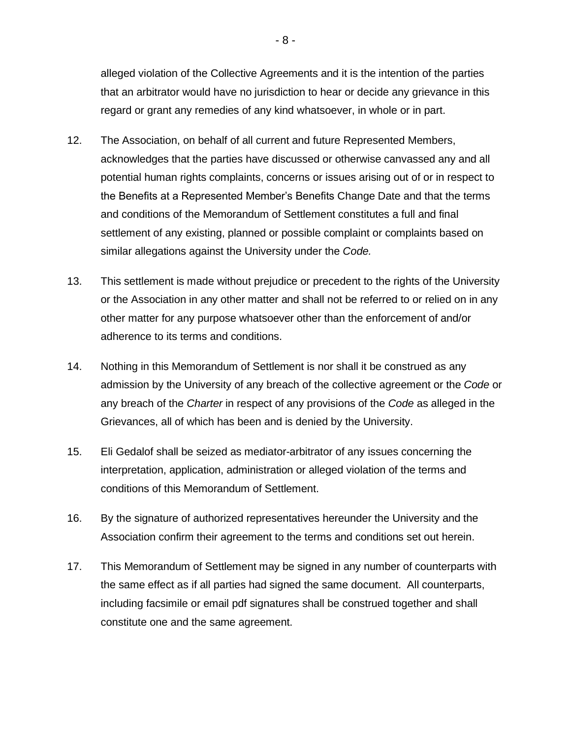alleged violation of the Collective Agreements and it is the intention of the parties that an arbitrator would have no jurisdiction to hear or decide any grievance in this regard or grant any remedies of any kind whatsoever, in whole or in part.

12. The Association, on behalf of all current and future Represented Members, acknowledges that the parties have discussed or otherwise canvassed any and all potential human rights complaints, concerns or issues arising out of or in respect to the Benefits at a Represented Member's Benefits Change Date and that the terms and conditions of the Memorandum of Settlement constitutes a full and final settlement of any existing, planned or possible complaint or complaints based on similar allegations against the University under the *Code.*

13. This settlement is made without prejudice or precedent to the rights of the University or the Association in any other matter and shall not be referred to or relied on in any other matter for any purpose whatsoever other than the enforcement of and/or adherence to its terms and conditions.

14. Nothing in this Memorandum of Settlement is nor shall it be construed as any admission by the University of any breach of the collective agreement or the *Code* or any breach of the *Charter* in respect of any provisions of the *Code* as alleged in the Grievances, all of which has been and is denied by the University.

15. Eli Gedalof shall be seized as mediator-arbitrator of any issues concerning the interpretation, application, administration or alleged violation of the terms and conditions of this Memorandum of Settlement.

16. By the signature of authorized representatives hereunder the University and the Association confirm their agreement to the terms and conditions set out herein.

17. This Memorandum of Settlement may be signed in any number of counterparts with the same effect as if all parties had signed the same document. All counterparts, including facsimile or email pdf signatures shall be construed together and shall constitute one and the same agreement.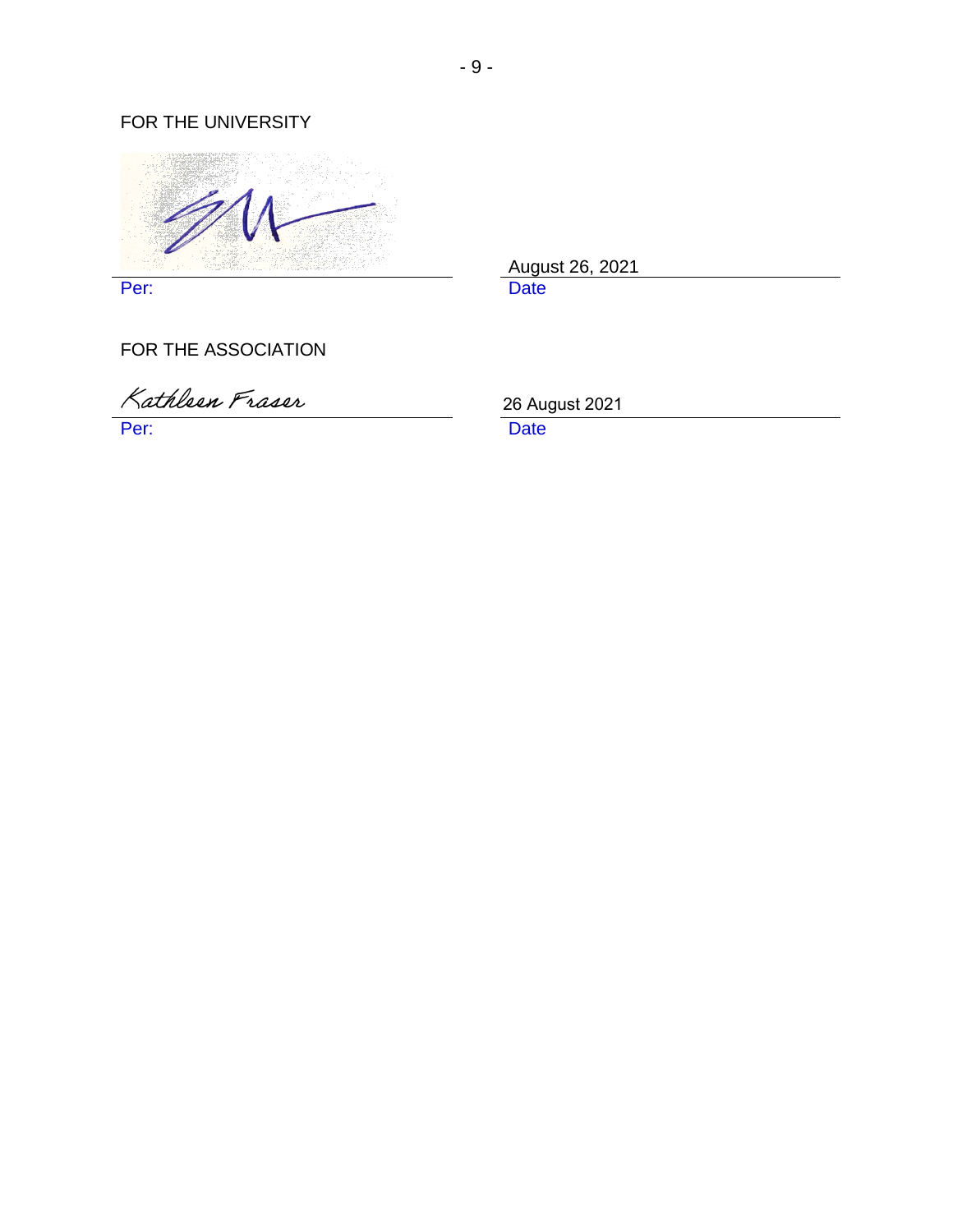FOR THE UNIVERSITY

| | |
|---|---|
| | August 26, 2021 |
| Per: | Date |

FOR THE ASSOCIATION

| | |
|---|---|
| Kathleen Fraser | 26 August 2021 |
| Per: | Date |